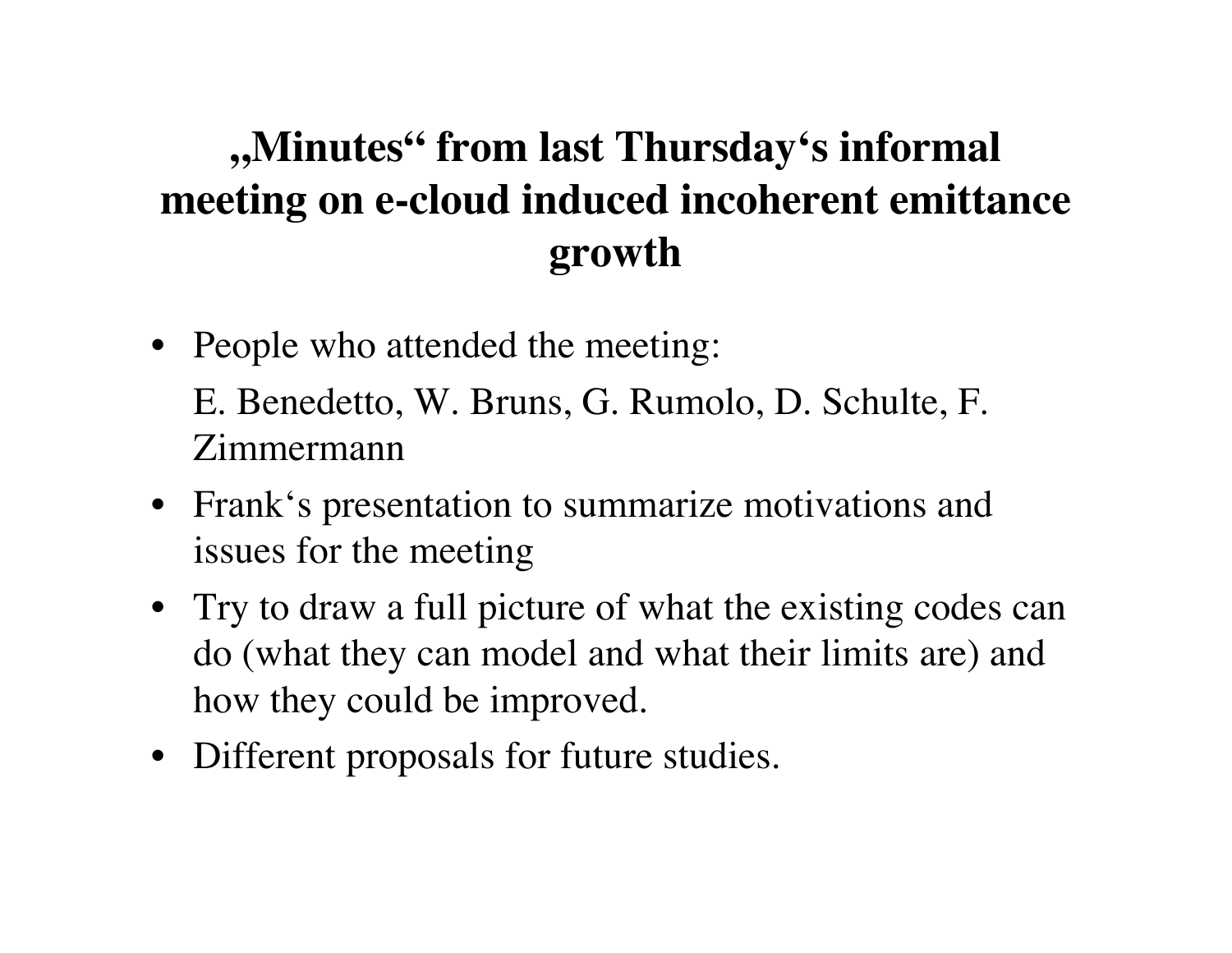# „Minutes" from last Thursday's informal meeting on e-cloud induced incoherent emittance growth

- People who attended the meeting:

  E. Benedetto, W. Bruns, G. Rumolo, D. Schulte, F. Zimmermann

- Frank's presentation to summarize motivations and issues for the meeting
- Try to draw a full picture of what the existing codes can do (what they can model and what their limits are) and how they could be improved.
- Different proposals for future studies.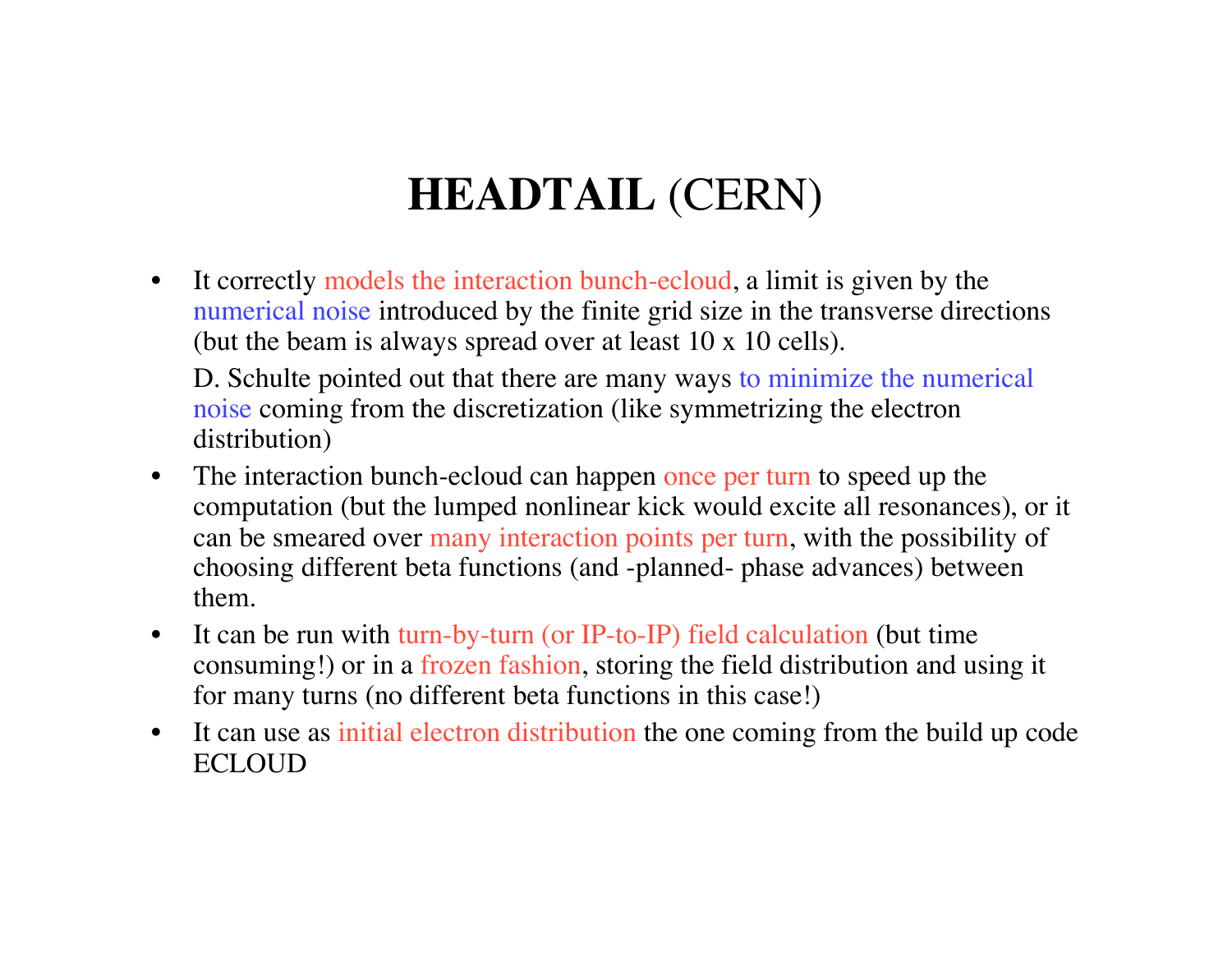# **HEADTAIL** (CERN)

- It correctly models the interaction bunch-ecloud, a limit is given by the numerical noise introduced by the finite grid size in the transverse directions (but the beam is always spread over at least 10 x 10 cells).

  D. Schulte pointed out that there are many ways to minimize the numerical noise coming from the discretization (like symmetrizing the electron distribution)
- The interaction bunch-ecloud can happen once per turn to speed up the computation (but the lumped nonlinear kick would excite all resonances), or it can be smeared over many interaction points per turn, with the possibility of choosing different beta functions (and -planned- phase advances) between them.
- It can be run with turn-by-turn (or IP-to-IP) field calculation (but time consuming!) or in a frozen fashion, storing the field distribution and using it for many turns (no different beta functions in this case!)
- It can use as initial electron distribution the one coming from the build up code ECLOUD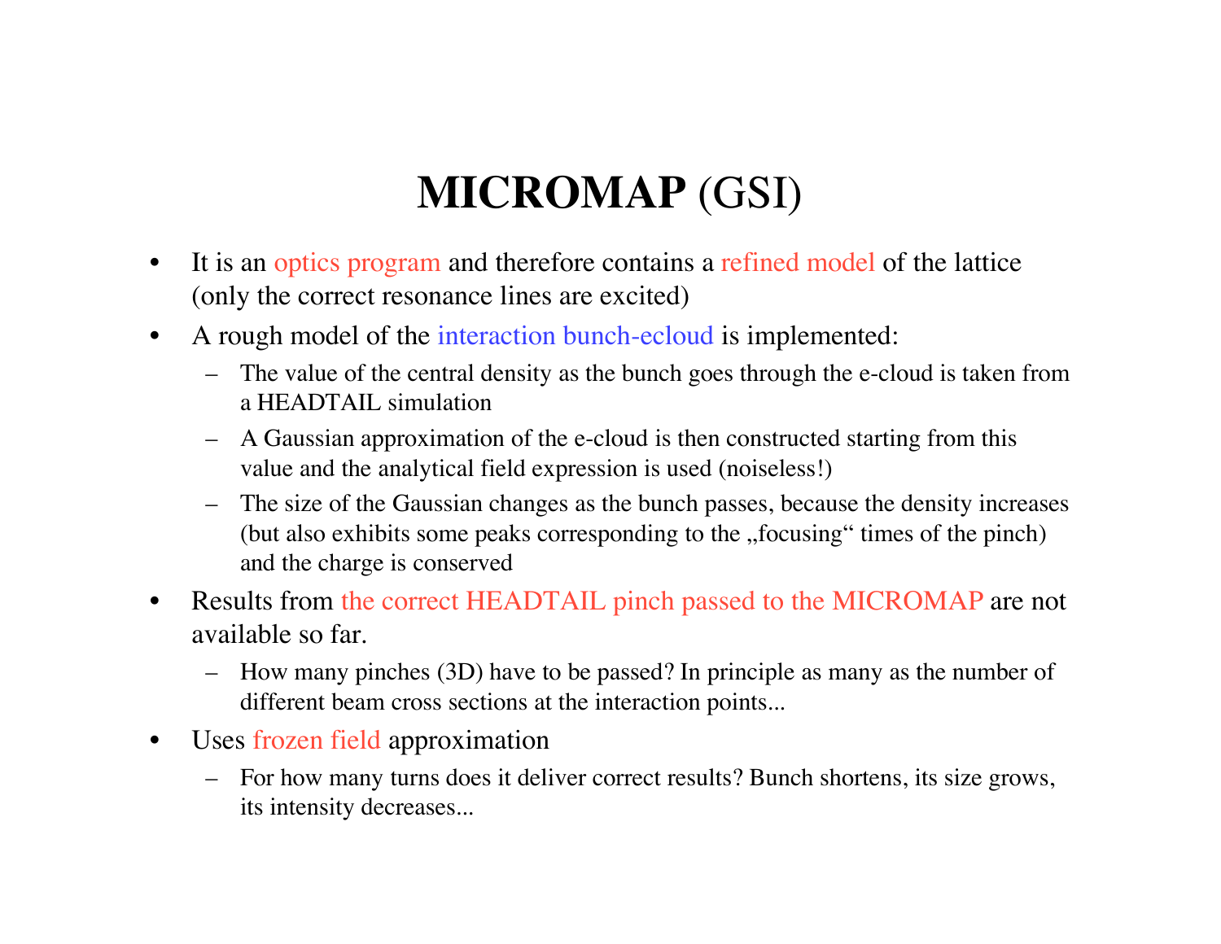# **MICROMAP** (GSI)

- It is an optics program and therefore contains a refined model of the lattice (only the correct resonance lines are excited)
- A rough model of the interaction bunch-ecloud is implemented:
  - The value of the central density as the bunch goes through the e-cloud is taken from a HEADTAIL simulation
  - A Gaussian approximation of the e-cloud is then constructed starting from this value and the analytical field expression is used (noiseless!)
  - The size of the Gaussian changes as the bunch passes, because the density increases (but also exhibits some peaks corresponding to the „focusing" times of the pinch) and the charge is conserved
- Results from the correct HEADTAIL pinch passed to the MICROMAP are not available so far.
  - How many pinches (3D) have to be passed? In principle as many as the number of different beam cross sections at the interaction points...
- Uses frozen field approximation
  - For how many turns does it deliver correct results? Bunch shortens, its size grows, its intensity decreases...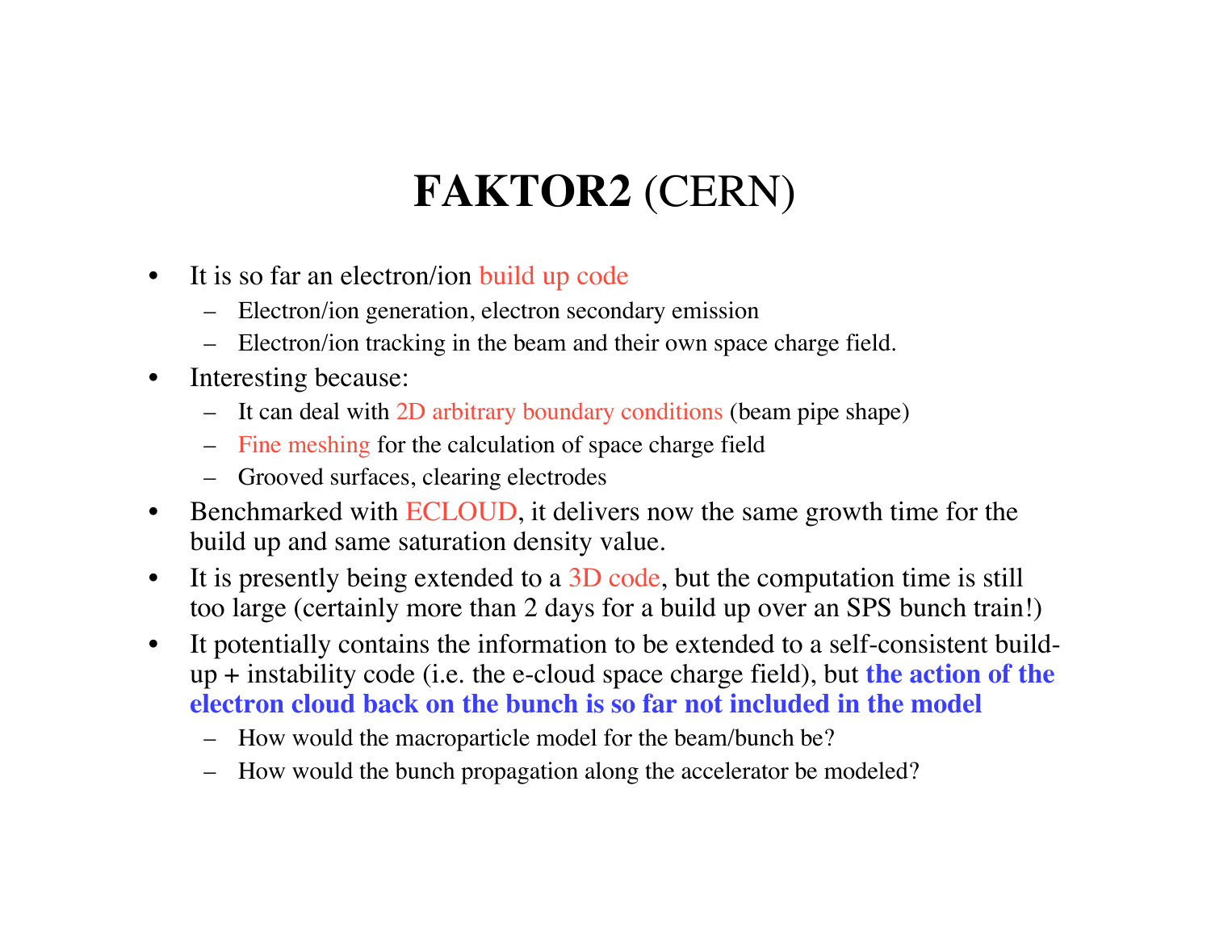# **FAKTOR2** (CERN)

- It is so far an electron/ion build up code
  - Electron/ion generation, electron secondary emission
  - Electron/ion tracking in the beam and their own space charge field.
- Interesting because:
  - It can deal with 2D arbitrary boundary conditions (beam pipe shape)
  - Fine meshing for the calculation of space charge field
  - Grooved surfaces, clearing electrodes
- Benchmarked with ECLOUD, it delivers now the same growth time for the build up and same saturation density value.
- It is presently being extended to a 3D code, but the computation time is still too large (certainly more than 2 days for a build up over an SPS bunch train!)
- It potentially contains the information to be extended to a self-consistent build-up + instability code (i.e. the e-cloud space charge field), but **the action of the electron cloud back on the bunch is so far not included in the model**
  - How would the macroparticle model for the beam/bunch be?
  - How would the bunch propagation along the accelerator be modeled?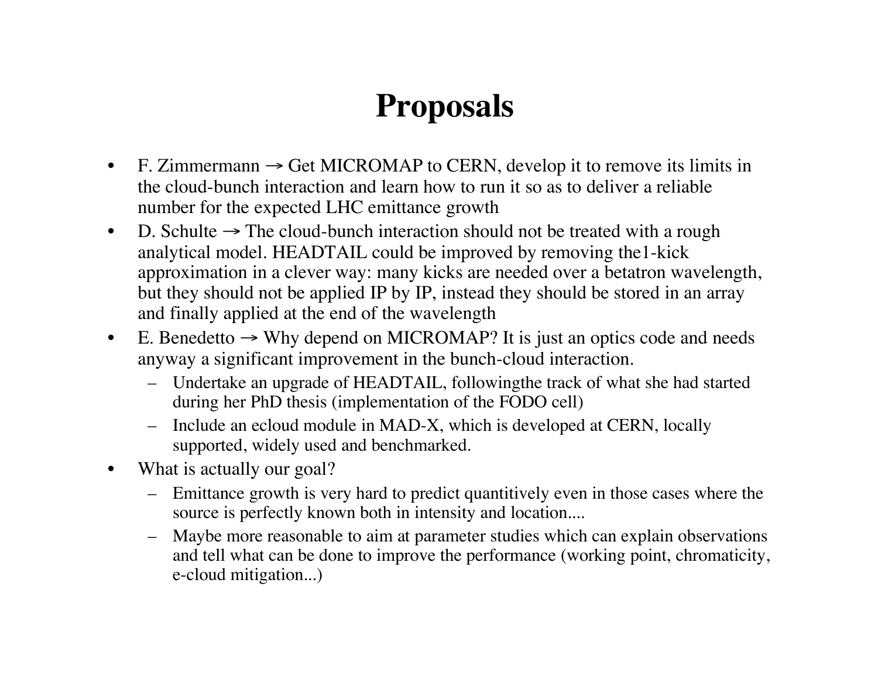# Proposals

- F. Zimmermann → Get MICROMAP to CERN, develop it to remove its limits in the cloud-bunch interaction and learn how to run it so as to deliver a reliable number for the expected LHC emittance growth
- D. Schulte → The cloud-bunch interaction should not be treated with a rough analytical model. HEADTAIL could be improved by removing the1-kick approximation in a clever way: many kicks are needed over a betatron wavelength, but they should not be applied IP by IP, instead they should be stored in an array and finally applied at the end of the wavelength
- E. Benedetto → Why depend on MICROMAP? It is just an optics code and needs anyway a significant improvement in the bunch-cloud interaction.
  - Undertake an upgrade of HEADTAIL, followingthe track of what she had started during her PhD thesis (implementation of the FODO cell)
  - Include an ecloud module in MAD-X, which is developed at CERN, locally supported, widely used and benchmarked.
- What is actually our goal?
  - Emittance growth is very hard to predict quantitively even in those cases where the source is perfectly known both in intensity and location....
  - Maybe more reasonable to aim at parameter studies which can explain observations and tell what can be done to improve the performance (working point, chromaticity, e-cloud mitigation...)